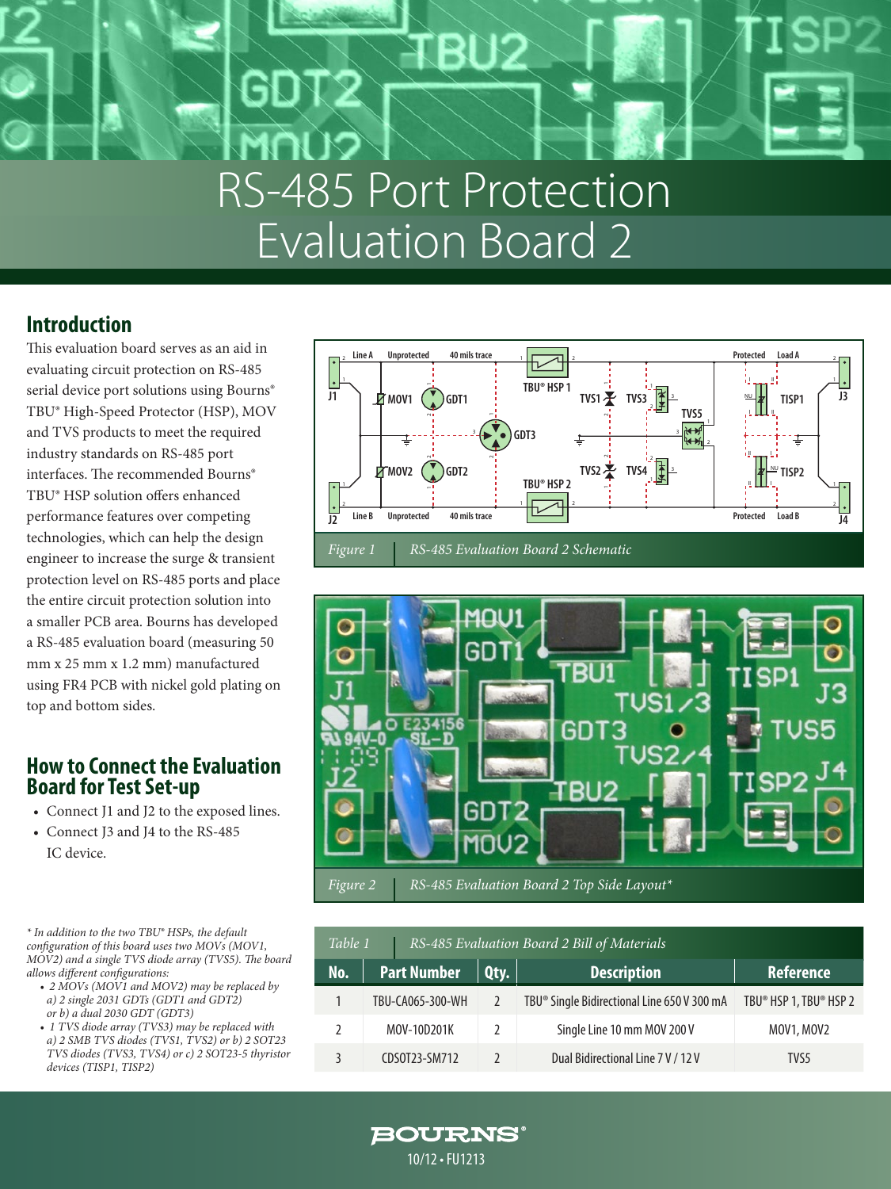# RS-485 Port Protection Evaluation Board 2

## Introduction

This evaluation board serves as an aid in evaluating circuit protection on RS-485 serial device port solutions using Bourns® TBU® High-Speed Protector (HSP), MOV and TVS products to meet the required industry standards on RS-485 port interfaces. The recommended Bourns® TBU® HSP solution offers enhanced performance features over competing technologies, which can help the design engineer to increase the surge & transient protection level on RS-485 ports and place the entire circuit protection solution into a smaller PCB area. Bourns has developed a RS-485 evaluation board (measuring 50 mm x 25 mm x 1.2 mm) manufactured using FR4 PCB with nickel gold plating on top and bottom sides.

## How to Connect the Evaluation Board for Test Set-up

- Connect J1 and J2 to the exposed lines.
- Connect J3 and J4 to the RS-485 IC device.

*Figure 1 RS-485 Evaluation Board 2 Schematic*

*Figure 2 RS-485 Evaluation Board 2 Top Side Layout**

*\* In addition to the two TBU® HSPs, the default configuration of this board uses two MOVs (MOV1, MOV2) and a single TVS diode array (TVS5). The board allows different configurations:*

- *2 MOVs (MOV1 and MOV2) may be replaced by a) 2 single 2031 GDTs (GDT1 and GDT2) or b) a dual 2030 GDT (GDT3)*
- *1 TVS diode array (TVS3) may be replaced with a) 2 SMB TVS diodes (TVS1, TVS2) or b) 2 SOT23 TVS diodes (TVS3, TVS4) or c) 2 SOT23-5 thyristor devices (TISP1, TISP2)*

*Table 1 RS-485 Evaluation Board 2 Bill of Materials*

| No. | Part Number | Qty. | Description | Reference |
|---|---|---|---|---|
| 1 | TBU-CA065-300-WH | 2 | TBU® Single Bidirectional Line 650 V 300 mA | TBU® HSP 1, TBU® HSP 2 |
| 2 | MOV-10D201K | 2 | Single Line 10 mm MOV 200 V | MOV1, MOV2 |
| 3 | CDSOT23-SM712 | 2 | Dual Bidirectional Line 7 V / 12 V | TVS5 |

BOURNS®

10/12 • FU1213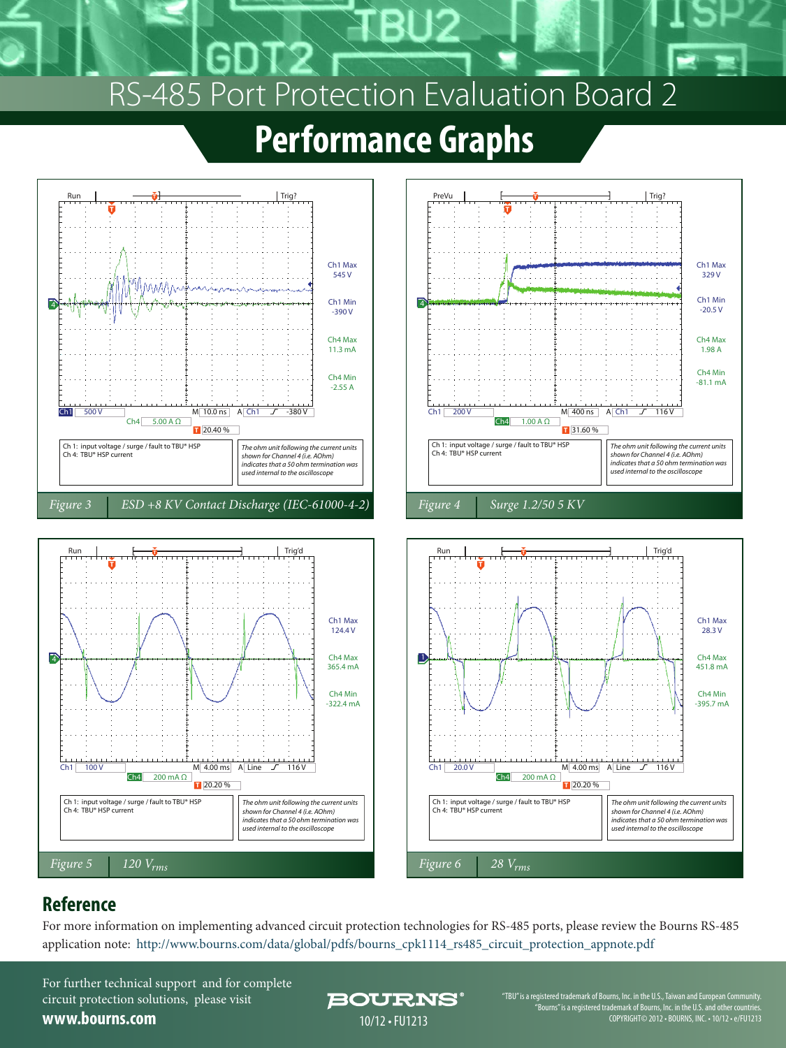# RS-485 Port Protection Evaluation Board 2

## Performance Graphs

Run | Trig?

Ch1 Max 545 V

Ch1 Min -390 V

Ch4 Max 11.3 mA

Ch4 Min -2.55 A

Ch1 500 V | Ch4 5.00 A Ω | M 10.0 ns | A Ch1 -380 V | 20.40 %

Ch 1: input voltage / surge / fault to TBU® HSP
Ch 4: TBU® HSP current

*The ohm unit following the current units shown for Channel 4 (i.e. AOhm) indicates that a 50 ohm termination was used internal to the oscilloscope*

*Figure 3* *ESD +8 KV Contact Discharge (IEC-61000-4-2)*

PreVu | Trig?

Ch1 Max 329 V

Ch1 Min -20.5 V

Ch4 Max 1.98 A

Ch4 Min -81.1 mA

Ch1 200 V | Ch4 1.00 A Ω | M 400 ns | A Ch1 116 V | 31.60 %

Ch 1: input voltage / surge / fault to TBU® HSP
Ch 4: TBU® HSP current

*The ohm unit following the current units shown for Channel 4 (i.e. AOhm) indicates that a 50 ohm termination was used internal to the oscilloscope*

*Figure 4* *Surge 1.2/50 5 KV*

Run | Trig'd

Ch1 Max 124.4 V

Ch4 Max 365.4 mA

Ch4 Min -322.4 mA

Ch1 100 V | Ch4 200 mA Ω | M 4.00 ms | A Line 116 V | 20.20 %

Ch 1: input voltage / surge / fault to TBU® HSP
Ch 4: TBU® HSP current

*The ohm unit following the current units shown for Channel 4 (i.e. AOhm) indicates that a 50 ohm termination was used internal to the oscilloscope*

*Figure 5* *120 $V_{rms}$*

Run | Trig'd

Ch1 Max 28.3 V

Ch4 Max 451.8 mA

Ch4 Min -395.7 mA

Ch1 20.0 V | Ch4 200 mA Ω | M 4.00 ms | A Line 116 V | 20.20 %

Ch 1: input voltage / surge / fault to TBU® HSP
Ch 4: TBU® HSP current

*The ohm unit following the current units shown for Channel 4 (i.e. AOhm) indicates that a 50 ohm termination was used internal to the oscilloscope*

*Figure 6* *28 $V_{rms}$*

## Reference

For more information on implementing advanced circuit protection technologies for RS-485 ports, please review the Bourns RS-485 application note: http://www.bourns.com/data/global/pdfs/bourns_cpk1114_rs485_circuit_protection_appnote.pdf

For further technical support and for complete circuit protection solutions, please visit
**www.bourns.com**

BOURNS®

10/12 • FU1213

"TBU" is a registered trademark of Bourns, Inc. in the U.S., Taiwan and European Community.
"Bourns" is a registered trademark of Bourns, Inc. in the U.S. and other countries.
COPYRIGHT© 2012 • BOURNS, INC. • 10/12 • e/FU1213